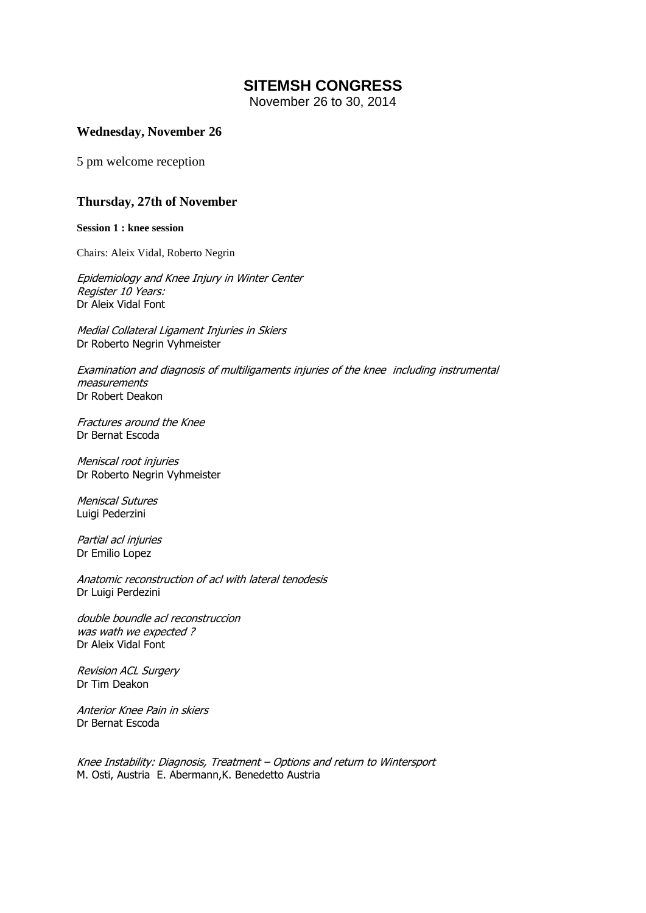# SITEMSH CONGRESS

November 26 to 30, 2014

## Wednesday, November 26

5 pm welcome reception

## Thursday, 27th of November

### Session 1 : knee session

Chairs: Aleix Vidal, Roberto Negrin

*Epidemiology and Knee Injury in Winter Center Register 10 Years:*
Dr Aleix Vidal Font

*Medial Collateral Ligament Injuries in Skiers*
Dr Roberto Negrin Vyhmeister

*Examination and diagnosis of multiligaments injuries of the knee including instrumental measurements*
Dr Robert Deakon

*Fractures around the Knee*
Dr Bernat Escoda

*Meniscal root injuries*
Dr Roberto Negrin Vyhmeister

*Meniscal Sutures*
Luigi Pederzini

*Partial acl injuries*
Dr Emilio Lopez

*Anatomic reconstruction of acl with lateral tenodesis*
Dr Luigi Perdezini

*double boundle acl reconstruccion was wath we expected ?*
Dr Aleix Vidal Font

*Revision ACL Surgery*
Dr Tim Deakon

*Anterior Knee Pain in skiers*
Dr Bernat Escoda

*Knee Instability: Diagnosis, Treatment – Options and return to Wintersport*
M. Osti, Austria E. Abermann,K. Benedetto Austria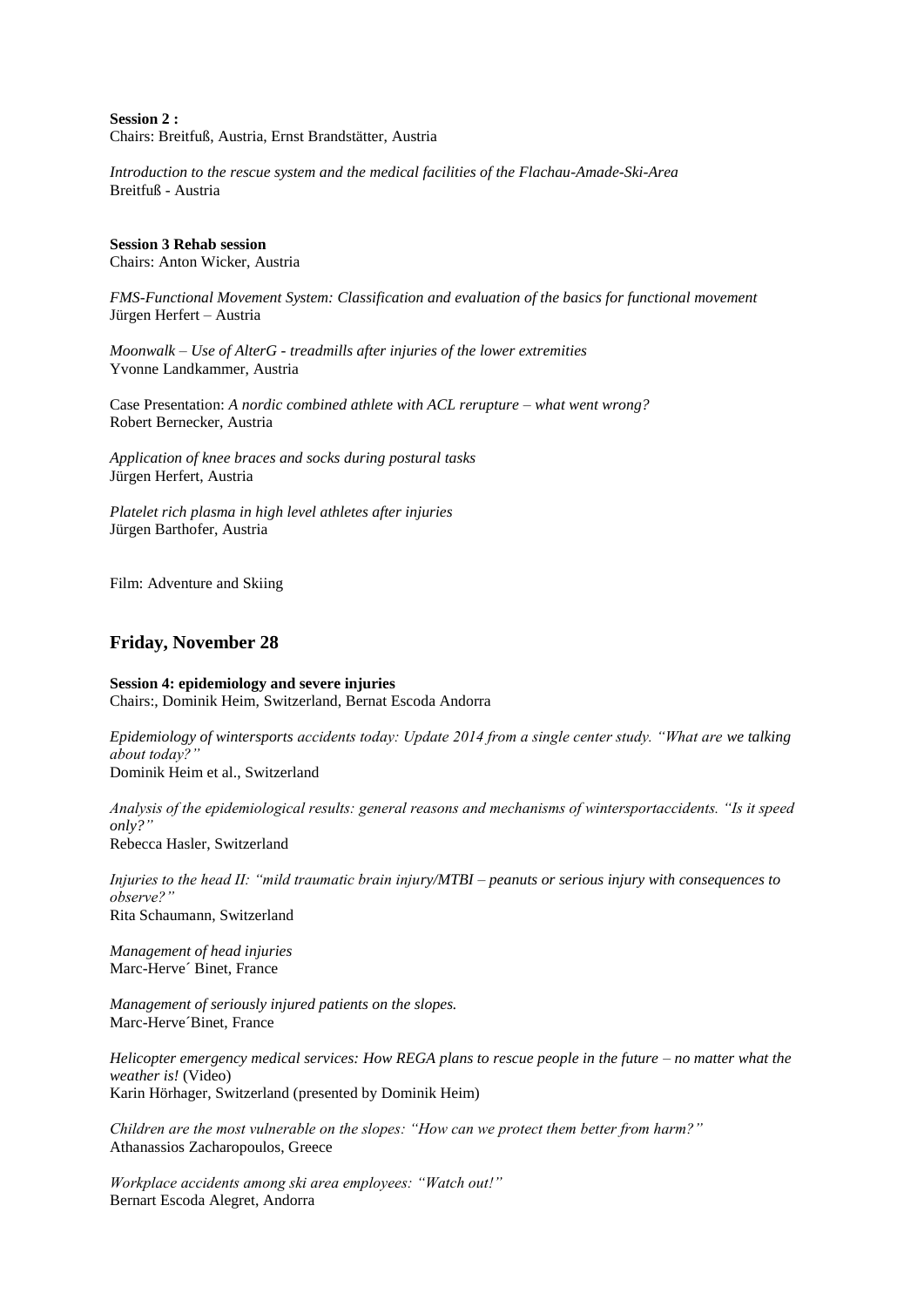**Session 2 :**
Chairs: Breitfuß, Austria, Ernst Brandstätter, Austria

*Introduction to the rescue system and the medical facilities of the Flachau-Amade-Ski-Area*
Breitfuß - Austria

**Session 3 Rehab session**
Chairs: Anton Wicker, Austria

*FMS-Functional Movement System: Classification and evaluation of the basics for functional movement*
Jürgen Herfert – Austria

*Moonwalk – Use of AlterG - treadmills after injuries of the lower extremities*
Yvonne Landkammer, Austria

Case Presentation: *A nordic combined athlete with ACL rerupture – what went wrong?*
Robert Bernecker, Austria

*Application of knee braces and socks during postural tasks*
Jürgen Herfert, Austria

*Platelet rich plasma in high level athletes after injuries*
Jürgen Barthofer, Austria

Film: Adventure and Skiing

## Friday, November 28

**Session 4: epidemiology and severe injuries**
Chairs:, Dominik Heim, Switzerland, Bernat Escoda Andorra

*Epidemiology of wintersports accidents today: Update 2014 from a single center study. "What are we talking about today?"*
Dominik Heim et al., Switzerland

*Analysis of the epidemiological results: general reasons and mechanisms of wintersportaccidents. "Is it speed only?"*
Rebecca Hasler, Switzerland

*Injuries to the head II: "mild traumatic brain injury/MTBI – peanuts or serious injury with consequences to observe?"*
Rita Schaumann, Switzerland

*Management of head injuries*
Marc-Herve´ Binet, France

*Management of seriously injured patients on the slopes.*
Marc-Herve´Binet, France

*Helicopter emergency medical services: How REGA plans to rescue people in the future – no matter what the weather is!* (Video)
Karin Hörhager, Switzerland (presented by Dominik Heim)

*Children are the most vulnerable on the slopes: "How can we protect them better from harm?"*
Athanassios Zacharopoulos, Greece

*Workplace accidents among ski area employees: "Watch out!"*
Bernart Escoda Alegret, Andorra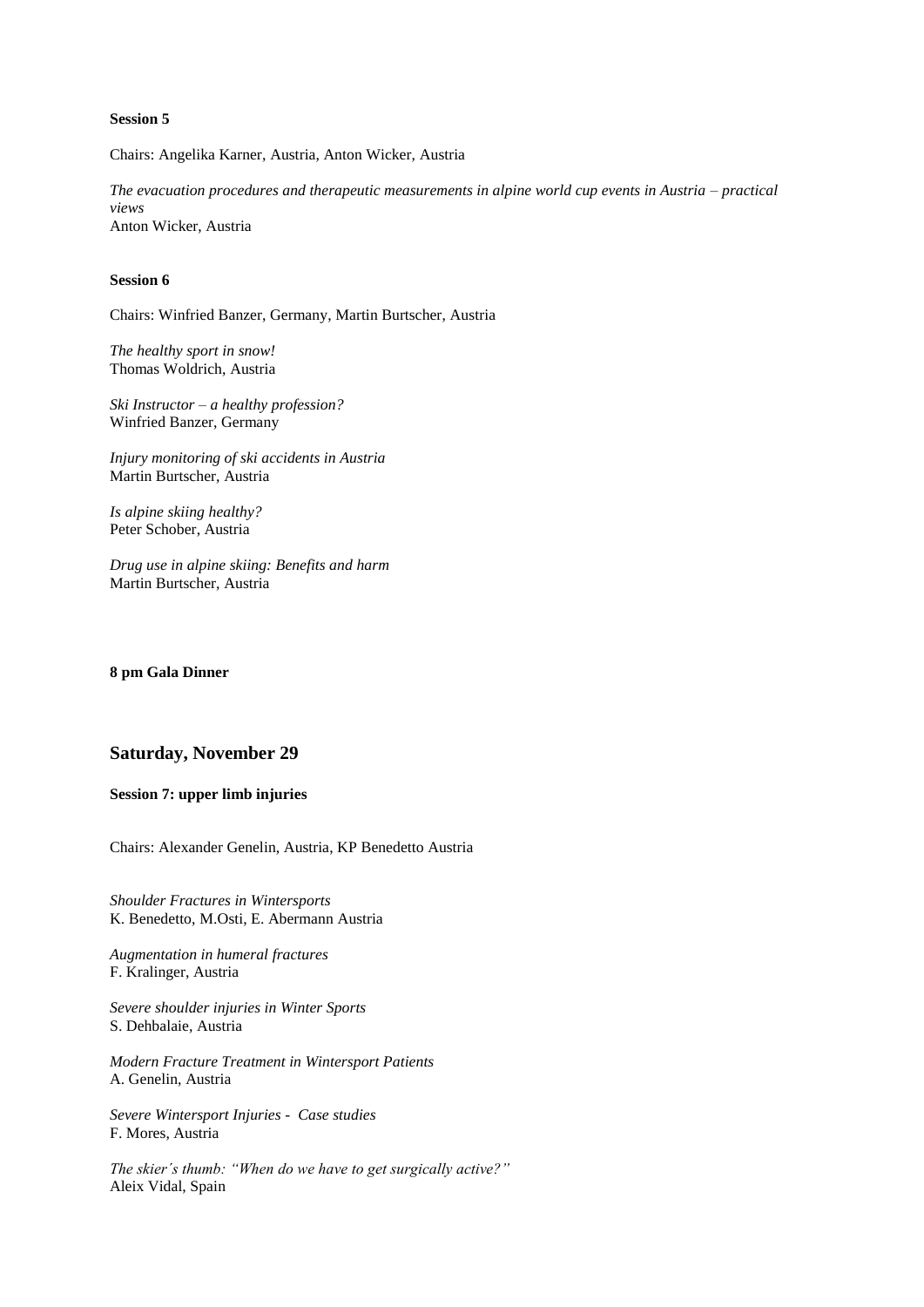**Session 5**

Chairs: Angelika Karner, Austria, Anton Wicker, Austria

*The evacuation procedures and therapeutic measurements in alpine world cup events in Austria – practical views*
Anton Wicker, Austria

**Session 6**

Chairs: Winfried Banzer, Germany, Martin Burtscher, Austria

*The healthy sport in snow!*
Thomas Woldrich, Austria

*Ski Instructor – a healthy profession?*
Winfried Banzer, Germany

*Injury monitoring of ski accidents in Austria*
Martin Burtscher, Austria

*Is alpine skiing healthy?*
Peter Schober, Austria

*Drug use in alpine skiing: Benefits and harm*
Martin Burtscher, Austria

**8 pm Gala Dinner**

## Saturday, November 29

**Session 7: upper limb injuries**

Chairs: Alexander Genelin, Austria, KP Benedetto Austria

*Shoulder Fractures in Wintersports*
K. Benedetto, M.Osti, E. Abermann Austria

*Augmentation in humeral fractures*
F. Kralinger, Austria

*Severe shoulder injuries in Winter Sports*
S. Dehbalaie, Austria

*Modern Fracture Treatment in Wintersport Patients*
A. Genelin, Austria

*Severe Wintersport Injuries - Case studies*
F. Mores, Austria

*The skier´s thumb: "When do we have to get surgically active?"*
Aleix Vidal, Spain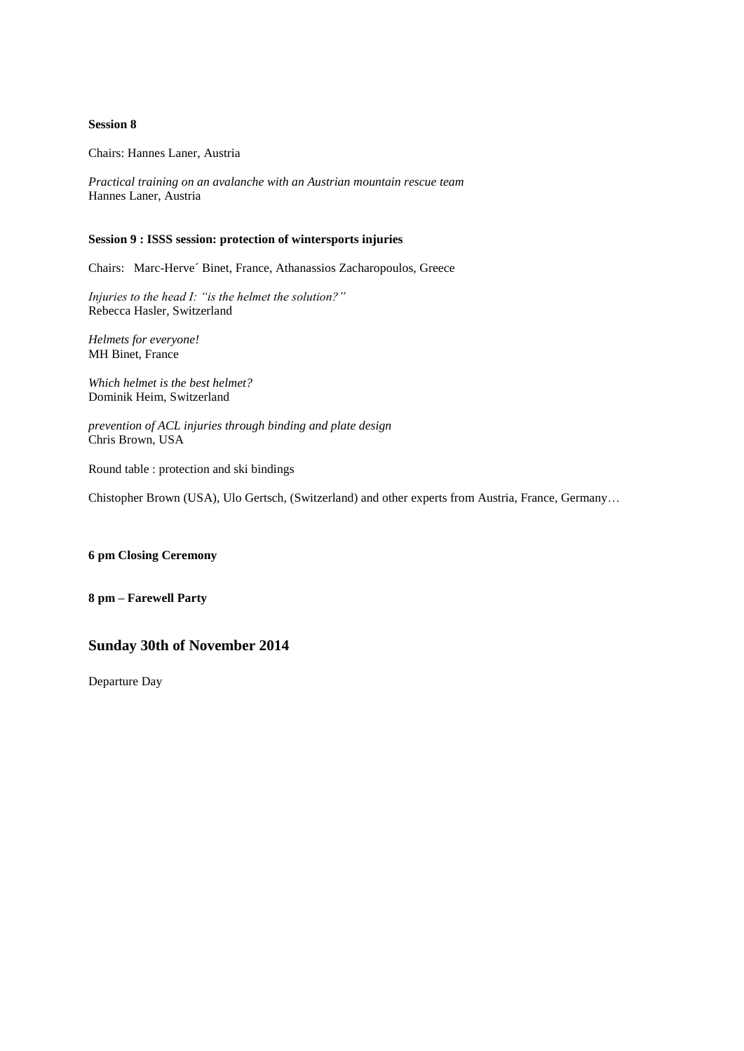**Session 8**

Chairs: Hannes Laner, Austria

*Practical training on an avalanche with an Austrian mountain rescue team*
Hannes Laner, Austria

**Session 9 : ISSS session: protection of wintersports injuries**

Chairs: Marc-Herve´ Binet, France, Athanassios Zacharopoulos, Greece

*Injuries to the head I: "is the helmet the solution?"*
Rebecca Hasler, Switzerland

*Helmets for everyone!*
MH Binet, France

*Which helmet is the best helmet?*
Dominik Heim, Switzerland

*prevention of ACL injuries through binding and plate design*
Chris Brown, USA

Round table : protection and ski bindings

Chistopher Brown (USA), Ulo Gertsch, (Switzerland) and other experts from Austria, France, Germany…

**6 pm Closing Ceremony**

**8 pm – Farewell Party**

## Sunday 30th of November 2014

Departure Day